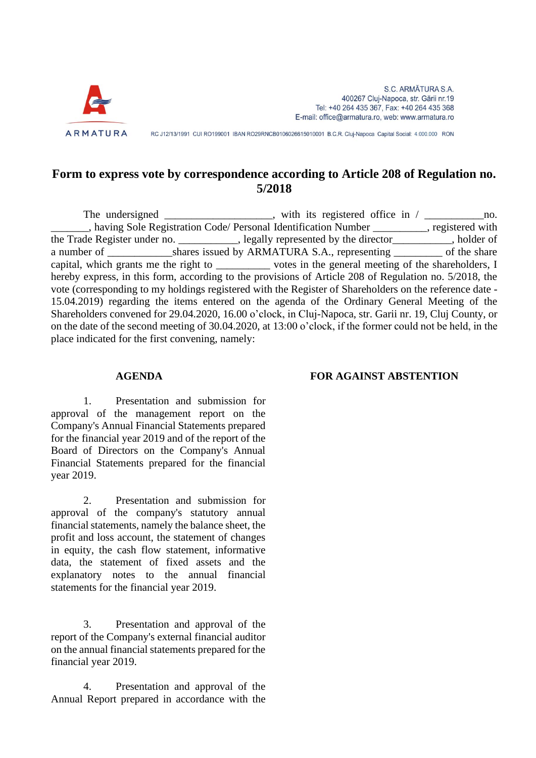S.C. ARMĂTURA S.A.
400267 Cluj-Napoca, str. Gării nr.19
Tel: +40 264 435 367, Fax: +40 264 435 368
E-mail: office@armatura.ro, web: www.armatura.ro

RC J12/13/1991 CUI RO199001 IBAN RO29RNCB0106026615010001 B.C.R. Cluj-Napoca Capital Social: 4.000.000 RON

# Form to express vote by correspondence according to Article 208 of Regulation no. 5/2018

The undersigned ___________________, with its registered office in / ___________no. _______, having Sole Registration Code/ Personal Identification Number __________, registered with the Trade Register under no. ___________, legally represented by the director___________, holder of a number of ____________shares issued by ARMATURA S.A., representing _________ of the share capital, which grants me the right to __________ votes in the general meeting of the shareholders, I hereby express, in this form, according to the provisions of Article 208 of Regulation no. 5/2018, the vote (corresponding to my holdings registered with the Register of Shareholders on the reference date - 15.04.2019) regarding the items entered on the agenda of the Ordinary General Meeting of the Shareholders convened for 29.04.2020, 16.00 o'clock, in Cluj-Napoca, str. Garii nr. 19, Cluj County, or on the date of the second meeting of 30.04.2020, at 13:00 o'clock, if the former could not be held, in the place indicated for the first convening, namely:

| AGENDA | FOR | AGAINST | ABSTENTION |
|---|---|---|---|
| 1. Presentation and submission for approval of the management report on the Company's Annual Financial Statements prepared for the financial year 2019 and of the report of the Board of Directors on the Company's Annual Financial Statements prepared for the financial year 2019. | | | |
| 2. Presentation and submission for approval of the company's statutory annual financial statements, namely the balance sheet, the profit and loss account, the statement of changes in equity, the cash flow statement, informative data, the statement of fixed assets and the explanatory notes to the annual financial statements for the financial year 2019. | | | |
| 3. Presentation and approval of the report of the Company's external financial auditor on the annual financial statements prepared for the financial year 2019. | | | |
| 4. Presentation and approval of the Annual Report prepared in accordance with the | | | |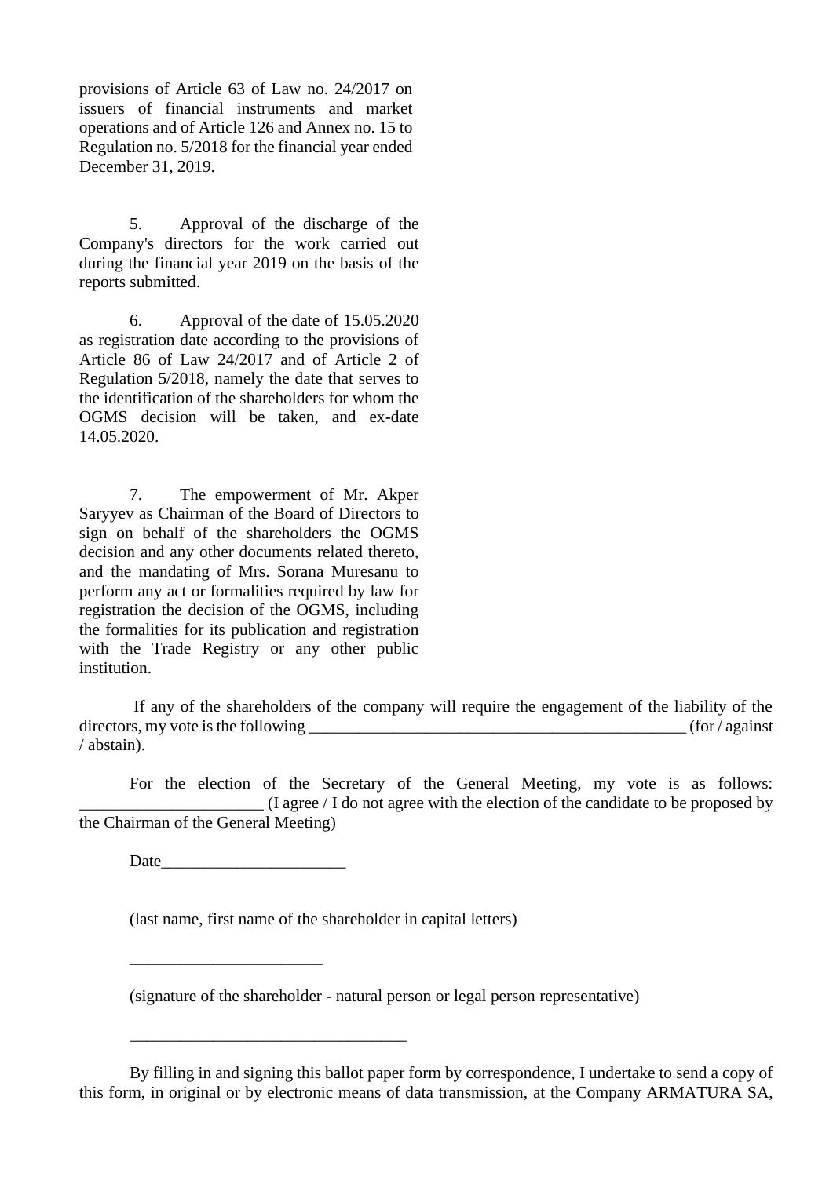provisions of Article 63 of Law no. 24/2017 on issuers of financial instruments and market operations and of Article 126 and Annex no. 15 to Regulation no. 5/2018 for the financial year ended December 31, 2019.

5. Approval of the discharge of the Company's directors for the work carried out during the financial year 2019 on the basis of the reports submitted.

6. Approval of the date of 15.05.2020 as registration date according to the provisions of Article 86 of Law 24/2017 and of Article 2 of Regulation 5/2018, namely the date that serves to the identification of the shareholders for whom the OGMS decision will be taken, and ex-date 14.05.2020.

7. The empowerment of Mr. Akper Saryyev as Chairman of the Board of Directors to sign on behalf of the shareholders the OGMS decision and any other documents related thereto, and the mandating of Mrs. Sorana Muresanu to perform any act or formalities required by law for registration the decision of the OGMS, including the formalities for its publication and registration with the Trade Registry or any other public institution.

If any of the shareholders of the company will require the engagement of the liability of the directors, my vote is the following _____________________________________________ (for / against / abstain).

For the election of the Secretary of the General Meeting, my vote is as follows: ______________________ (I agree / I do not agree with the election of the candidate to be proposed by the Chairman of the General Meeting)

Date______________________

(last name, first name of the shareholder in capital letters)

_______________________

(signature of the shareholder - natural person or legal person representative)

_________________________________

By filling in and signing this ballot paper form by correspondence, I undertake to send a copy of this form, in original or by electronic means of data transmission, at the Company ARMATURA SA,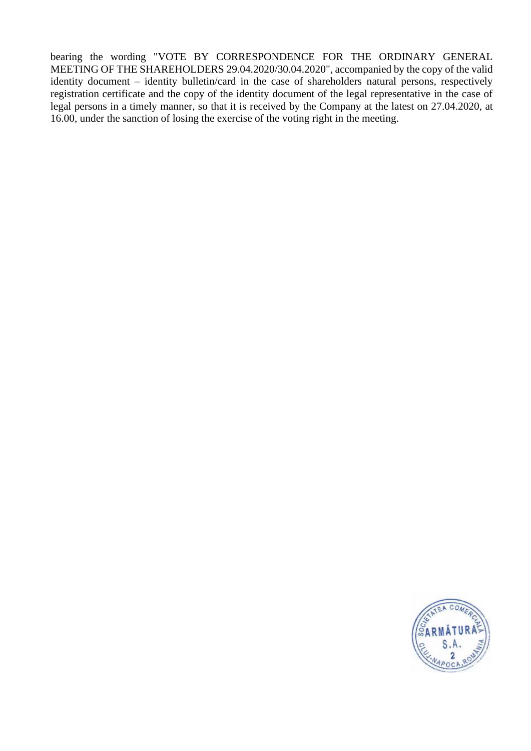bearing the wording "VOTE BY CORRESPONDENCE FOR THE ORDINARY GENERAL MEETING OF THE SHAREHOLDERS 29.04.2020/30.04.2020", accompanied by the copy of the valid identity document – identity bulletin/card in the case of shareholders natural persons, respectively registration certificate and the copy of the identity document of the legal representative in the case of legal persons in a timely manner, so that it is received by the Company at the latest on 27.04.2020, at 16.00, under the sanction of losing the exercise of the voting right in the meeting.